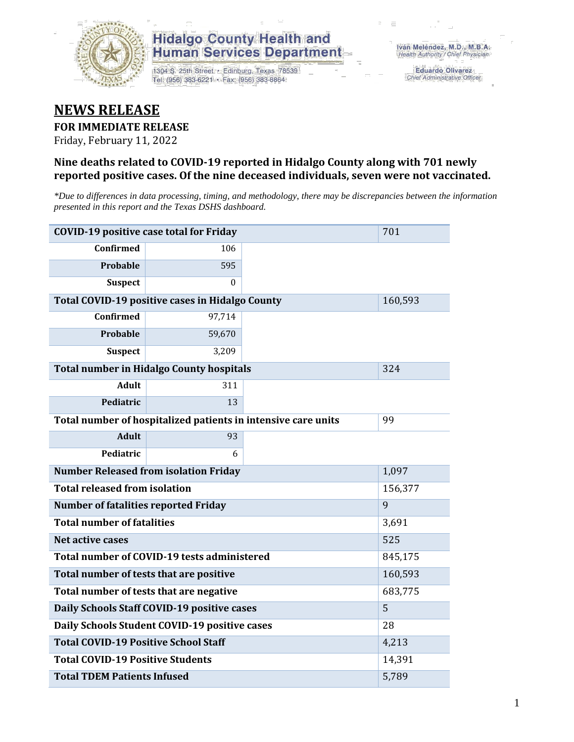**Hidalgo County Health and Human Services Department**

1304 S. 25th Street • Edinburg, Texas 78539
Tel: (956) 383-6221 • Fax: (956) 383-8864

Iván Meléndez, M.D., M.B.A.
*Health Authority / Chief Physician*

Eduardo Olivarez
*Chief Administrative Officer*

# NEWS RELEASE

**FOR IMMEDIATE RELEASE**

Friday, February 11, 2022

### Nine deaths related to COVID-19 reported in Hidalgo County along with 701 newly reported positive cases. Of the nine deceased individuals, seven were not vaccinated.

*\*Due to differences in data processing, timing, and methodology, there may be discrepancies between the information presented in this report and the Texas DSHS dashboard.*

| COVID-19 positive case total for Friday | | 701 |
|---|---|---|
| Confirmed | 106 | |
| Probable | 595 | |
| Suspect | 0 | |
| **Total COVID-19 positive cases in Hidalgo County** | | 160,593 |
| Confirmed | 97,714 | |
| Probable | 59,670 | |
| Suspect | 3,209 | |
| **Total number in Hidalgo County hospitals** | | 324 |
| Adult | 311 | |
| Pediatric | 13 | |
| **Total number of hospitalized patients in intensive care units** | | 99 |
| Adult | 93 | |
| Pediatric | 6 | |
| **Number Released from isolation Friday** | | 1,097 |
| **Total released from isolation** | | 156,377 |
| **Number of fatalities reported Friday** | | 9 |
| **Total number of fatalities** | | 3,691 |
| **Net active cases** | | 525 |
| **Total number of COVID-19 tests administered** | | 845,175 |
| **Total number of tests that are positive** | | 160,593 |
| **Total number of tests that are negative** | | 683,775 |
| **Daily Schools Staff COVID-19 positive cases** | | 5 |
| **Daily Schools Student COVID-19 positive cases** | | 28 |
| **Total COVID-19 Positive School Staff** | | 4,213 |
| **Total COVID-19 Positive Students** | | 14,391 |
| **Total TDEM Patients Infused** | | 5,789 |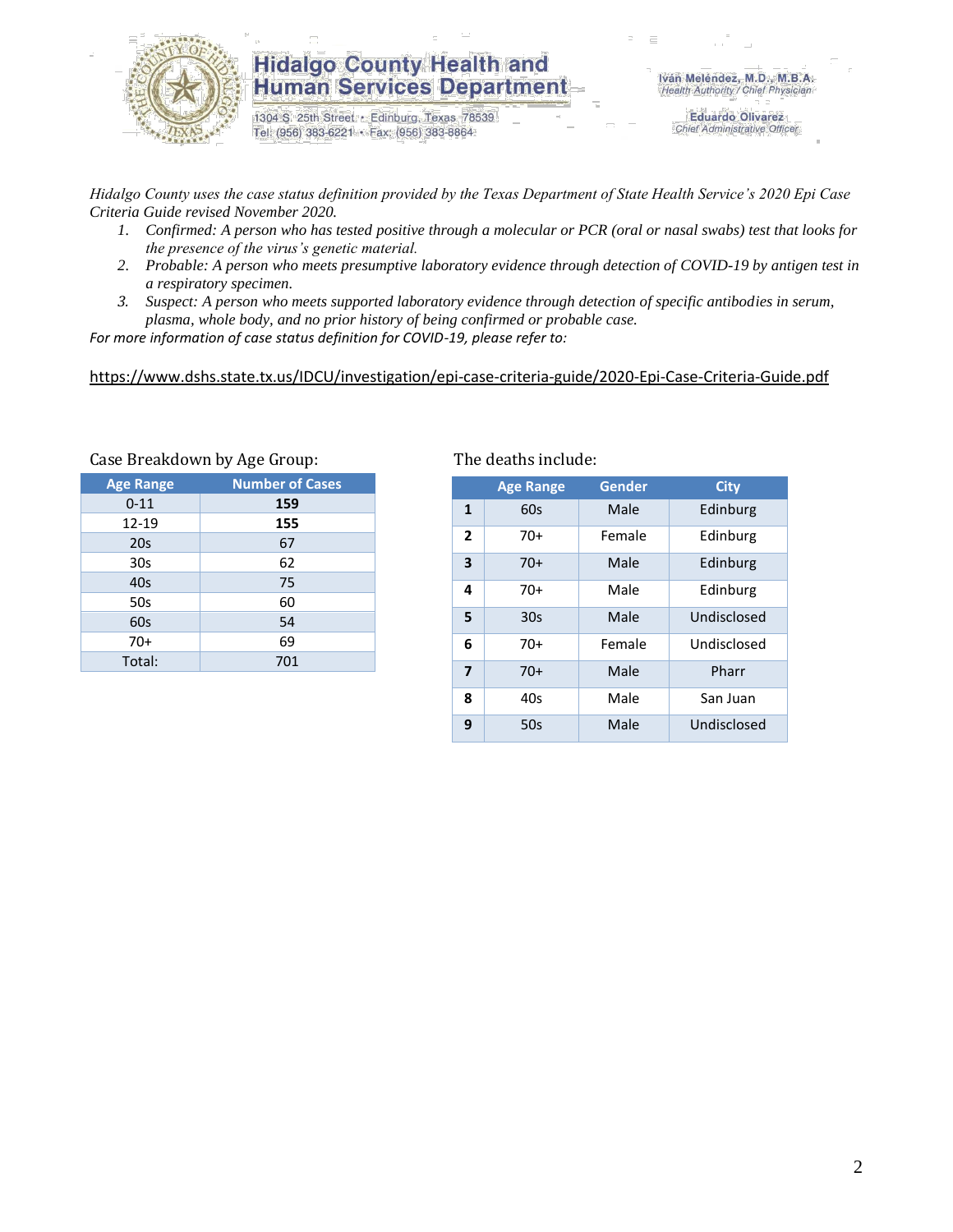# Hidalgo County Health and Human Services Department

1304 S. 25th Street • Edinburg, Texas 78539
Tel: (956) 383-6221 • Fax: (956) 383-8864

Iván Meléndez, M.D., M.B.A.
*Health Authority / Chief Physician*

Eduardo Olivarez
*Chief Administrative Officer*

*Hidalgo County uses the case status definition provided by the Texas Department of State Health Service's 2020 Epi Case Criteria Guide revised November 2020.*

1. *Confirmed: A person who has tested positive through a molecular or PCR (oral or nasal swabs) test that looks for the presence of the virus's genetic material.*
2. *Probable: A person who meets presumptive laboratory evidence through detection of COVID-19 by antigen test in a respiratory specimen.*
3. *Suspect: A person who meets supported laboratory evidence through detection of specific antibodies in serum, plasma, whole body, and no prior history of being confirmed or probable case.*

*For more information of case status definition for COVID-19, please refer to:*

https://www.dshs.state.tx.us/IDCU/investigation/epi-case-criteria-guide/2020-Epi-Case-Criteria-Guide.pdf

Case Breakdown by Age Group:

| Age Range | Number of Cases |
|---|---|
| 0-11 | **159** |
| 12-19 | **155** |
| 20s | 67 |
| 30s | 62 |
| 40s | 75 |
| 50s | 60 |
| 60s | 54 |
| 70+ | 69 |
| Total: | 701 |

The deaths include:

| | Age Range | Gender | City |
|---|---|---|---|
| **1** | 60s | Male | Edinburg |
| **2** | 70+ | Female | Edinburg |
| **3** | 70+ | Male | Edinburg |
| **4** | 70+ | Male | Edinburg |
| **5** | 30s | Male | Undisclosed |
| **6** | 70+ | Female | Undisclosed |
| **7** | 70+ | Male | Pharr |
| **8** | 40s | Male | San Juan |
| **9** | 50s | Male | Undisclosed |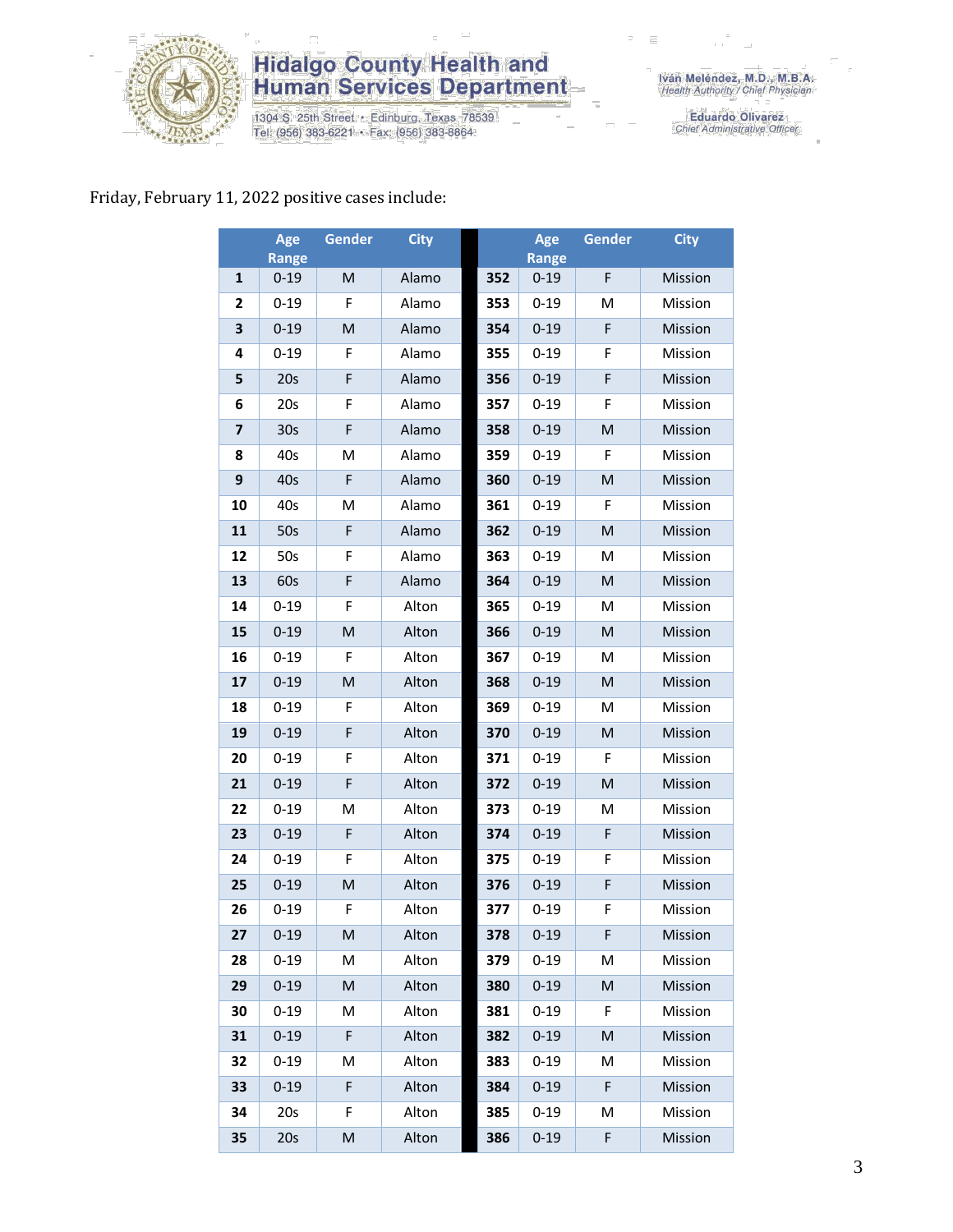Friday, February 11, 2022 positive cases include:

| | Age Range | Gender | City | | Age Range | Gender | City |
|---|---|---|---|---|---|---|---|
| 1 | 0-19 | M | Alamo | 352 | 0-19 | F | Mission |
| 2 | 0-19 | F | Alamo | 353 | 0-19 | M | Mission |
| 3 | 0-19 | M | Alamo | 354 | 0-19 | F | Mission |
| 4 | 0-19 | F | Alamo | 355 | 0-19 | F | Mission |
| 5 | 20s | F | Alamo | 356 | 0-19 | F | Mission |
| 6 | 20s | F | Alamo | 357 | 0-19 | F | Mission |
| 7 | 30s | F | Alamo | 358 | 0-19 | M | Mission |
| 8 | 40s | M | Alamo | 359 | 0-19 | F | Mission |
| 9 | 40s | F | Alamo | 360 | 0-19 | M | Mission |
| 10 | 40s | M | Alamo | 361 | 0-19 | F | Mission |
| 11 | 50s | F | Alamo | 362 | 0-19 | M | Mission |
| 12 | 50s | F | Alamo | 363 | 0-19 | M | Mission |
| 13 | 60s | F | Alamo | 364 | 0-19 | M | Mission |
| 14 | 0-19 | F | Alton | 365 | 0-19 | M | Mission |
| 15 | 0-19 | M | Alton | 366 | 0-19 | M | Mission |
| 16 | 0-19 | F | Alton | 367 | 0-19 | M | Mission |
| 17 | 0-19 | M | Alton | 368 | 0-19 | M | Mission |
| 18 | 0-19 | F | Alton | 369 | 0-19 | M | Mission |
| 19 | 0-19 | F | Alton | 370 | 0-19 | M | Mission |
| 20 | 0-19 | F | Alton | 371 | 0-19 | F | Mission |
| 21 | 0-19 | F | Alton | 372 | 0-19 | M | Mission |
| 22 | 0-19 | M | Alton | 373 | 0-19 | M | Mission |
| 23 | 0-19 | F | Alton | 374 | 0-19 | F | Mission |
| 24 | 0-19 | F | Alton | 375 | 0-19 | F | Mission |
| 25 | 0-19 | M | Alton | 376 | 0-19 | F | Mission |
| 26 | 0-19 | F | Alton | 377 | 0-19 | F | Mission |
| 27 | 0-19 | M | Alton | 378 | 0-19 | F | Mission |
| 28 | 0-19 | M | Alton | 379 | 0-19 | M | Mission |
| 29 | 0-19 | M | Alton | 380 | 0-19 | M | Mission |
| 30 | 0-19 | M | Alton | 381 | 0-19 | F | Mission |
| 31 | 0-19 | F | Alton | 382 | 0-19 | M | Mission |
| 32 | 0-19 | M | Alton | 383 | 0-19 | M | Mission |
| 33 | 0-19 | F | Alton | 384 | 0-19 | F | Mission |
| 34 | 20s | F | Alton | 385 | 0-19 | M | Mission |
| 35 | 20s | M | Alton | 386 | 0-19 | F | Mission |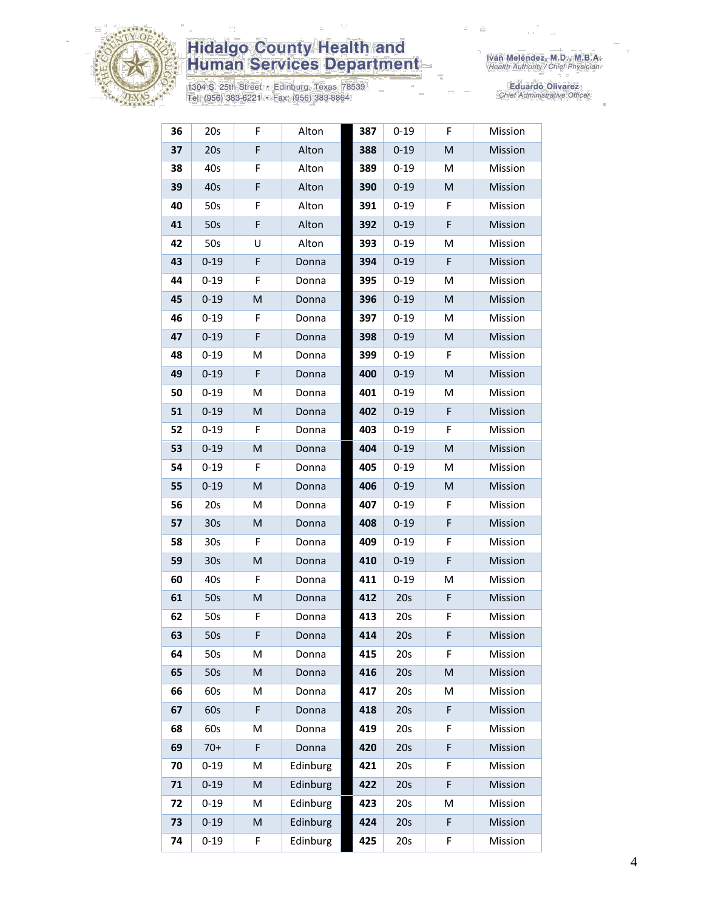| 36 | 20s | F | Alton | | 387 | 0-19 | F | Mission |
|---|---|---|---|---|---|---|---|---|
| 37 | 20s | F | Alton | | 388 | 0-19 | M | Mission |
| 38 | 40s | F | Alton | | 389 | 0-19 | M | Mission |
| 39 | 40s | F | Alton | | 390 | 0-19 | M | Mission |
| 40 | 50s | F | Alton | | 391 | 0-19 | F | Mission |
| 41 | 50s | F | Alton | | 392 | 0-19 | F | Mission |
| 42 | 50s | U | Alton | | 393 | 0-19 | M | Mission |
| 43 | 0-19 | F | Donna | | 394 | 0-19 | F | Mission |
| 44 | 0-19 | F | Donna | | 395 | 0-19 | M | Mission |
| 45 | 0-19 | M | Donna | | 396 | 0-19 | M | Mission |
| 46 | 0-19 | F | Donna | | 397 | 0-19 | M | Mission |
| 47 | 0-19 | F | Donna | | 398 | 0-19 | M | Mission |
| 48 | 0-19 | M | Donna | | 399 | 0-19 | F | Mission |
| 49 | 0-19 | F | Donna | | 400 | 0-19 | M | Mission |
| 50 | 0-19 | M | Donna | | 401 | 0-19 | M | Mission |
| 51 | 0-19 | M | Donna | | 402 | 0-19 | F | Mission |
| 52 | 0-19 | F | Donna | | 403 | 0-19 | F | Mission |
| 53 | 0-19 | M | Donna | | 404 | 0-19 | M | Mission |
| 54 | 0-19 | F | Donna | | 405 | 0-19 | M | Mission |
| 55 | 0-19 | M | Donna | | 406 | 0-19 | M | Mission |
| 56 | 20s | M | Donna | | 407 | 0-19 | F | Mission |
| 57 | 30s | M | Donna | | 408 | 0-19 | F | Mission |
| 58 | 30s | F | Donna | | 409 | 0-19 | F | Mission |
| 59 | 30s | M | Donna | | 410 | 0-19 | F | Mission |
| 60 | 40s | F | Donna | | 411 | 0-19 | M | Mission |
| 61 | 50s | M | Donna | | 412 | 20s | F | Mission |
| 62 | 50s | F | Donna | | 413 | 20s | F | Mission |
| 63 | 50s | F | Donna | | 414 | 20s | F | Mission |
| 64 | 50s | M | Donna | | 415 | 20s | F | Mission |
| 65 | 50s | M | Donna | | 416 | 20s | M | Mission |
| 66 | 60s | M | Donna | | 417 | 20s | M | Mission |
| 67 | 60s | F | Donna | | 418 | 20s | F | Mission |
| 68 | 60s | M | Donna | | 419 | 20s | F | Mission |
| 69 | 70+ | F | Donna | | 420 | 20s | F | Mission |
| 70 | 0-19 | M | Edinburg | | 421 | 20s | F | Mission |
| 71 | 0-19 | M | Edinburg | | 422 | 20s | F | Mission |
| 72 | 0-19 | M | Edinburg | | 423 | 20s | M | Mission |
| 73 | 0-19 | M | Edinburg | | 424 | 20s | F | Mission |
| 74 | 0-19 | F | Edinburg | | 425 | 20s | F | Mission |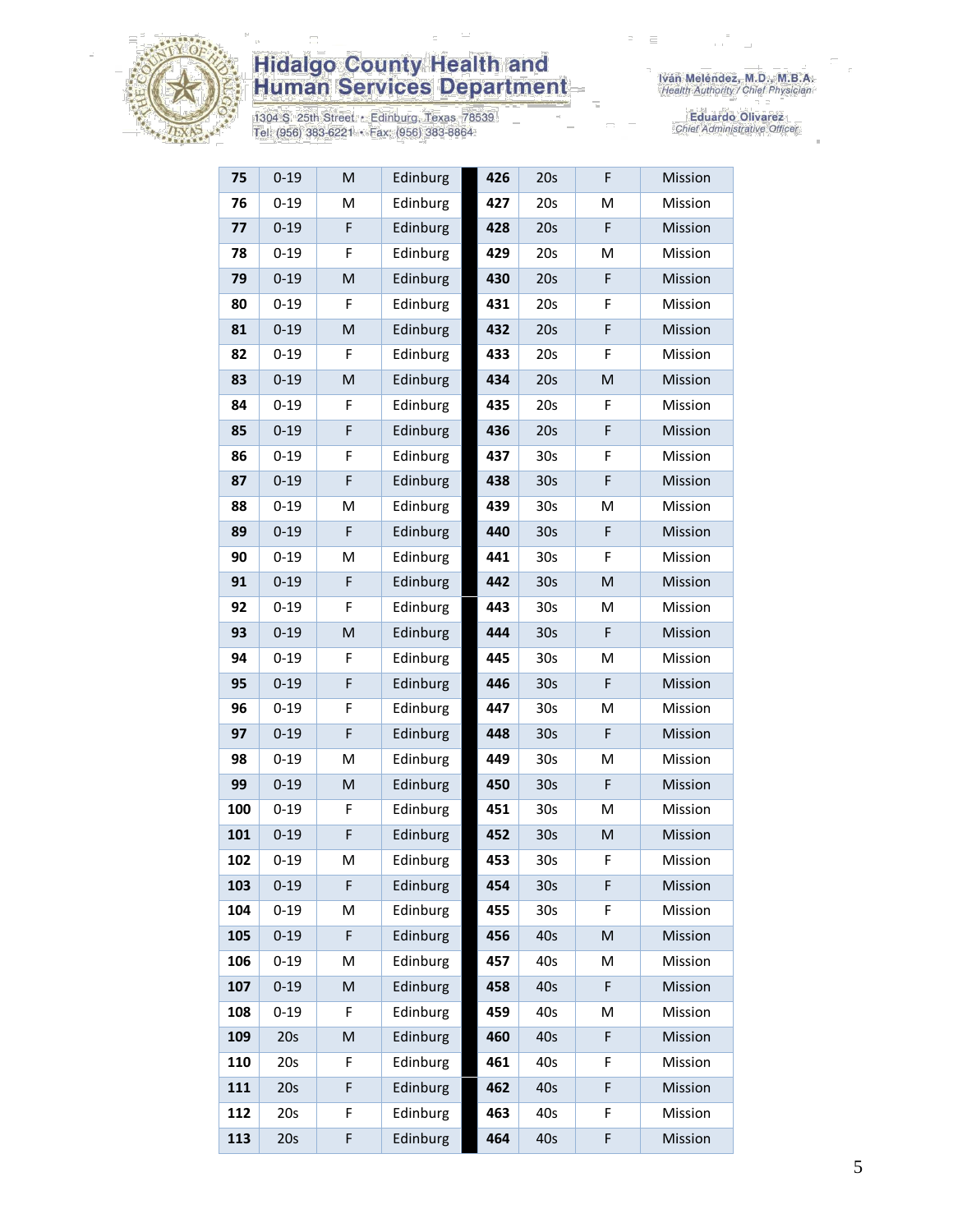| 75 | 0-19 | M | Edinburg | 426 | 20s | F | Mission |
|---|---|---|---|---|---|---|---|
| 76 | 0-19 | M | Edinburg | 427 | 20s | M | Mission |
| 77 | 0-19 | F | Edinburg | 428 | 20s | F | Mission |
| 78 | 0-19 | F | Edinburg | 429 | 20s | M | Mission |
| 79 | 0-19 | M | Edinburg | 430 | 20s | F | Mission |
| 80 | 0-19 | F | Edinburg | 431 | 20s | F | Mission |
| 81 | 0-19 | M | Edinburg | 432 | 20s | F | Mission |
| 82 | 0-19 | F | Edinburg | 433 | 20s | F | Mission |
| 83 | 0-19 | M | Edinburg | 434 | 20s | M | Mission |
| 84 | 0-19 | F | Edinburg | 435 | 20s | F | Mission |
| 85 | 0-19 | F | Edinburg | 436 | 20s | F | Mission |
| 86 | 0-19 | F | Edinburg | 437 | 30s | F | Mission |
| 87 | 0-19 | F | Edinburg | 438 | 30s | F | Mission |
| 88 | 0-19 | M | Edinburg | 439 | 30s | M | Mission |
| 89 | 0-19 | F | Edinburg | 440 | 30s | F | Mission |
| 90 | 0-19 | M | Edinburg | 441 | 30s | F | Mission |
| 91 | 0-19 | F | Edinburg | 442 | 30s | M | Mission |
| 92 | 0-19 | F | Edinburg | 443 | 30s | M | Mission |
| 93 | 0-19 | M | Edinburg | 444 | 30s | F | Mission |
| 94 | 0-19 | F | Edinburg | 445 | 30s | M | Mission |
| 95 | 0-19 | F | Edinburg | 446 | 30s | F | Mission |
| 96 | 0-19 | F | Edinburg | 447 | 30s | M | Mission |
| 97 | 0-19 | F | Edinburg | 448 | 30s | F | Mission |
| 98 | 0-19 | M | Edinburg | 449 | 30s | M | Mission |
| 99 | 0-19 | M | Edinburg | 450 | 30s | F | Mission |
| 100 | 0-19 | F | Edinburg | 451 | 30s | M | Mission |
| 101 | 0-19 | F | Edinburg | 452 | 30s | M | Mission |
| 102 | 0-19 | M | Edinburg | 453 | 30s | F | Mission |
| 103 | 0-19 | F | Edinburg | 454 | 30s | F | Mission |
| 104 | 0-19 | M | Edinburg | 455 | 30s | F | Mission |
| 105 | 0-19 | F | Edinburg | 456 | 40s | M | Mission |
| 106 | 0-19 | M | Edinburg | 457 | 40s | M | Mission |
| 107 | 0-19 | M | Edinburg | 458 | 40s | F | Mission |
| 108 | 0-19 | F | Edinburg | 459 | 40s | M | Mission |
| 109 | 20s | M | Edinburg | 460 | 40s | F | Mission |
| 110 | 20s | F | Edinburg | 461 | 40s | F | Mission |
| 111 | 20s | F | Edinburg | 462 | 40s | F | Mission |
| 112 | 20s | F | Edinburg | 463 | 40s | F | Mission |
| 113 | 20s | F | Edinburg | 464 | 40s | F | Mission |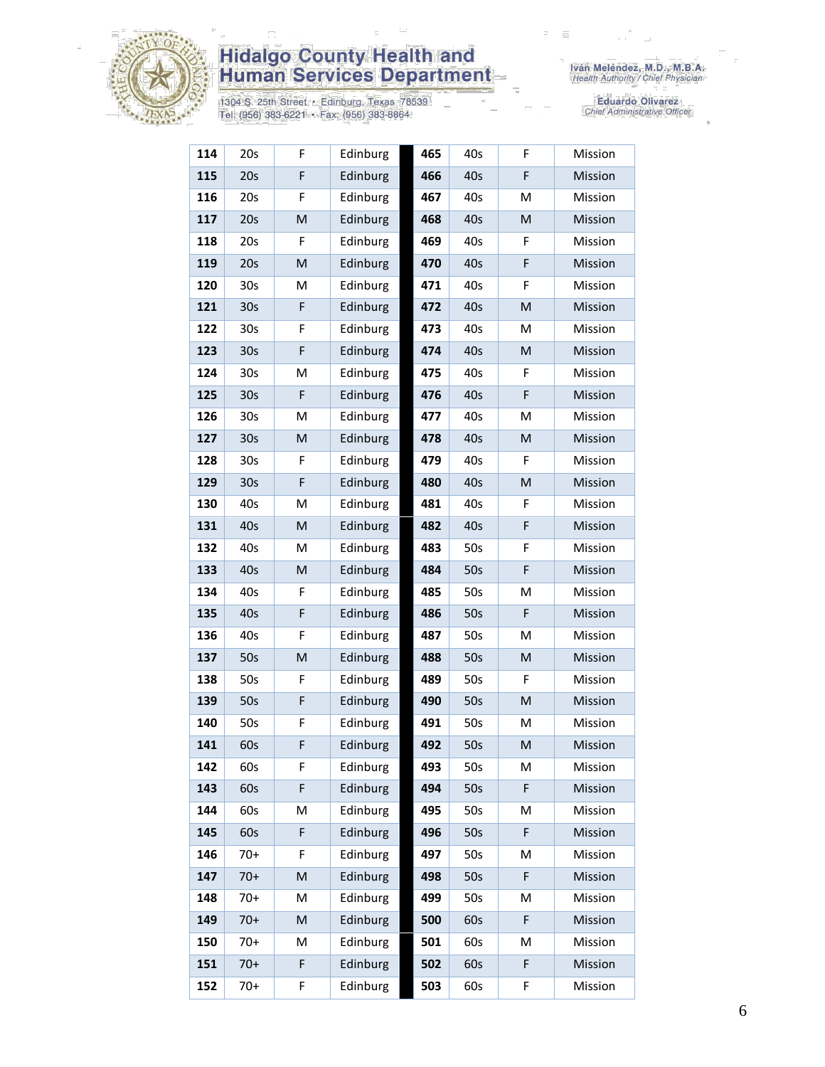| | | | | | | | | |
|---|---|---|---|---|---|---|---|---|
| **114** | 20s | F | Edinburg | | **465** | 40s | F | Mission |
| **115** | 20s | F | Edinburg | | **466** | 40s | F | Mission |
| **116** | 20s | F | Edinburg | | **467** | 40s | M | Mission |
| **117** | 20s | M | Edinburg | | **468** | 40s | M | Mission |
| **118** | 20s | F | Edinburg | | **469** | 40s | F | Mission |
| **119** | 20s | M | Edinburg | | **470** | 40s | F | Mission |
| **120** | 30s | M | Edinburg | | **471** | 40s | F | Mission |
| **121** | 30s | F | Edinburg | | **472** | 40s | M | Mission |
| **122** | 30s | F | Edinburg | | **473** | 40s | M | Mission |
| **123** | 30s | F | Edinburg | | **474** | 40s | M | Mission |
| **124** | 30s | M | Edinburg | | **475** | 40s | F | Mission |
| **125** | 30s | F | Edinburg | | **476** | 40s | F | Mission |
| **126** | 30s | M | Edinburg | | **477** | 40s | M | Mission |
| **127** | 30s | M | Edinburg | | **478** | 40s | M | Mission |
| **128** | 30s | F | Edinburg | | **479** | 40s | F | Mission |
| **129** | 30s | F | Edinburg | | **480** | 40s | M | Mission |
| **130** | 40s | M | Edinburg | | **481** | 40s | F | Mission |
| **131** | 40s | M | Edinburg | | **482** | 40s | F | Mission |
| **132** | 40s | M | Edinburg | | **483** | 50s | F | Mission |
| **133** | 40s | M | Edinburg | | **484** | 50s | F | Mission |
| **134** | 40s | F | Edinburg | | **485** | 50s | M | Mission |
| **135** | 40s | F | Edinburg | | **486** | 50s | F | Mission |
| **136** | 40s | F | Edinburg | | **487** | 50s | M | Mission |
| **137** | 50s | M | Edinburg | | **488** | 50s | M | Mission |
| **138** | 50s | F | Edinburg | | **489** | 50s | F | Mission |
| **139** | 50s | F | Edinburg | | **490** | 50s | M | Mission |
| **140** | 50s | F | Edinburg | | **491** | 50s | M | Mission |
| **141** | 60s | F | Edinburg | | **492** | 50s | M | Mission |
| **142** | 60s | F | Edinburg | | **493** | 50s | M | Mission |
| **143** | 60s | F | Edinburg | | **494** | 50s | F | Mission |
| **144** | 60s | M | Edinburg | | **495** | 50s | M | Mission |
| **145** | 60s | F | Edinburg | | **496** | 50s | F | Mission |
| **146** | 70+ | F | Edinburg | | **497** | 50s | M | Mission |
| **147** | 70+ | M | Edinburg | | **498** | 50s | F | Mission |
| **148** | 70+ | M | Edinburg | | **499** | 50s | M | Mission |
| **149** | 70+ | M | Edinburg | | **500** | 60s | F | Mission |
| **150** | 70+ | M | Edinburg | | **501** | 60s | M | Mission |
| **151** | 70+ | F | Edinburg | | **502** | 60s | F | Mission |
| **152** | 70+ | F | Edinburg | | **503** | 60s | F | Mission |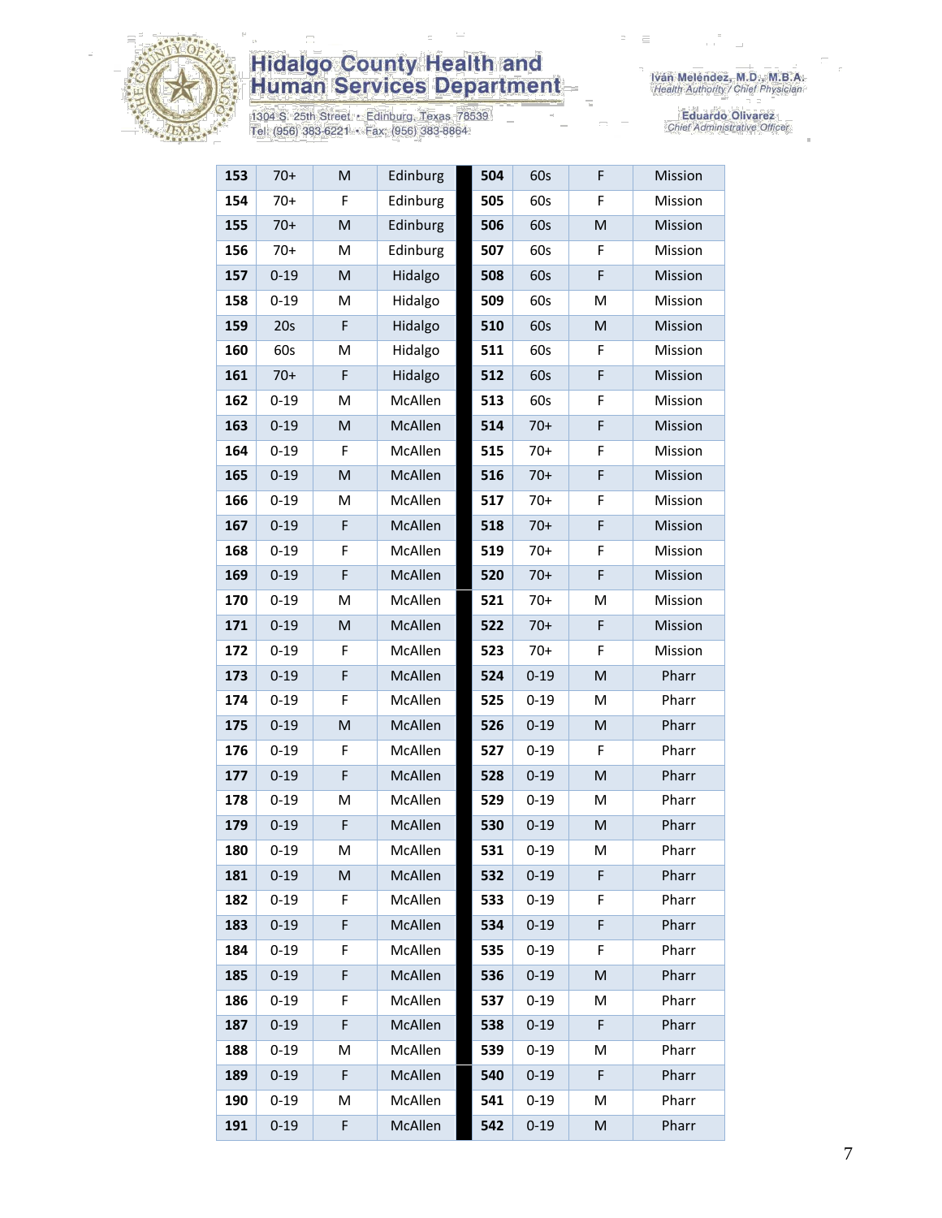| | | | | | | | | |
|---|---|---|---|---|---|---|---|---|
| **153** | 70+ | M | Edinburg | | **504** | 60s | F | Mission |
| **154** | 70+ | F | Edinburg | | **505** | 60s | F | Mission |
| **155** | 70+ | M | Edinburg | | **506** | 60s | M | Mission |
| **156** | 70+ | M | Edinburg | | **507** | 60s | F | Mission |
| **157** | 0-19 | M | Hidalgo | | **508** | 60s | F | Mission |
| **158** | 0-19 | M | Hidalgo | | **509** | 60s | M | Mission |
| **159** | 20s | F | Hidalgo | | **510** | 60s | M | Mission |
| **160** | 60s | M | Hidalgo | | **511** | 60s | F | Mission |
| **161** | 70+ | F | Hidalgo | | **512** | 60s | F | Mission |
| **162** | 0-19 | M | McAllen | | **513** | 60s | F | Mission |
| **163** | 0-19 | M | McAllen | | **514** | 70+ | F | Mission |
| **164** | 0-19 | F | McAllen | | **515** | 70+ | F | Mission |
| **165** | 0-19 | M | McAllen | | **516** | 70+ | F | Mission |
| **166** | 0-19 | M | McAllen | | **517** | 70+ | F | Mission |
| **167** | 0-19 | F | McAllen | | **518** | 70+ | F | Mission |
| **168** | 0-19 | F | McAllen | | **519** | 70+ | F | Mission |
| **169** | 0-19 | F | McAllen | | **520** | 70+ | F | Mission |
| **170** | 0-19 | M | McAllen | | **521** | 70+ | M | Mission |
| **171** | 0-19 | M | McAllen | | **522** | 70+ | F | Mission |
| **172** | 0-19 | F | McAllen | | **523** | 70+ | F | Mission |
| **173** | 0-19 | F | McAllen | | **524** | 0-19 | M | Pharr |
| **174** | 0-19 | F | McAllen | | **525** | 0-19 | M | Pharr |
| **175** | 0-19 | M | McAllen | | **526** | 0-19 | M | Pharr |
| **176** | 0-19 | F | McAllen | | **527** | 0-19 | F | Pharr |
| **177** | 0-19 | F | McAllen | | **528** | 0-19 | M | Pharr |
| **178** | 0-19 | M | McAllen | | **529** | 0-19 | M | Pharr |
| **179** | 0-19 | F | McAllen | | **530** | 0-19 | M | Pharr |
| **180** | 0-19 | M | McAllen | | **531** | 0-19 | M | Pharr |
| **181** | 0-19 | M | McAllen | | **532** | 0-19 | F | Pharr |
| **182** | 0-19 | F | McAllen | | **533** | 0-19 | F | Pharr |
| **183** | 0-19 | F | McAllen | | **534** | 0-19 | F | Pharr |
| **184** | 0-19 | F | McAllen | | **535** | 0-19 | F | Pharr |
| **185** | 0-19 | F | McAllen | | **536** | 0-19 | M | Pharr |
| **186** | 0-19 | F | McAllen | | **537** | 0-19 | M | Pharr |
| **187** | 0-19 | F | McAllen | | **538** | 0-19 | F | Pharr |
| **188** | 0-19 | M | McAllen | | **539** | 0-19 | M | Pharr |
| **189** | 0-19 | F | McAllen | | **540** | 0-19 | F | Pharr |
| **190** | 0-19 | M | McAllen | | **541** | 0-19 | M | Pharr |
| **191** | 0-19 | F | McAllen | | **542** | 0-19 | M | Pharr |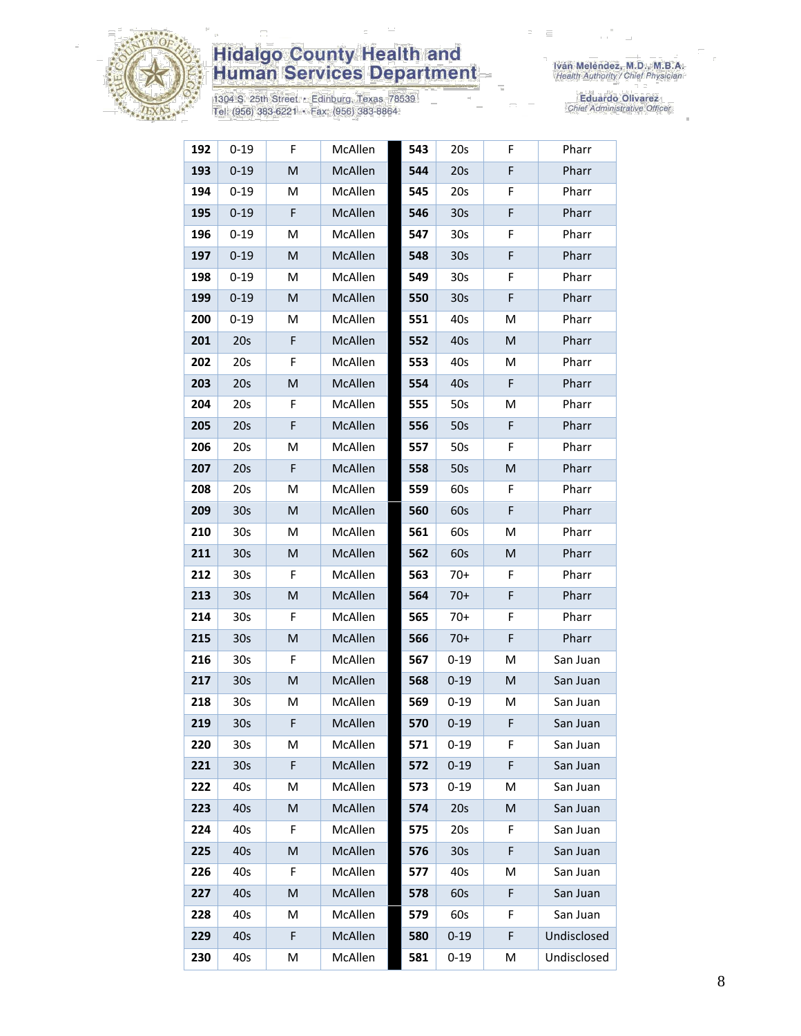# Hidalgo County Health and Human Services Department

1304 S. 25th Street • Edinburg, Texas 78539
Tel: (956) 383-6221 • Fax: (956) 383-8864

Iván Meléndez, M.D., M.B.A.
*Health Authority / Chief Physician*

Eduardo Olivarez
*Chief Administrative Officer*

| | | | | | | | |
|---|---|---|---|---|---|---|---|
| **192** | 0-19 | F | McAllen | **543** | 20s | F | Pharr |
| **193** | 0-19 | M | McAllen | **544** | 20s | F | Pharr |
| **194** | 0-19 | M | McAllen | **545** | 20s | F | Pharr |
| **195** | 0-19 | F | McAllen | **546** | 30s | F | Pharr |
| **196** | 0-19 | M | McAllen | **547** | 30s | F | Pharr |
| **197** | 0-19 | M | McAllen | **548** | 30s | F | Pharr |
| **198** | 0-19 | M | McAllen | **549** | 30s | F | Pharr |
| **199** | 0-19 | M | McAllen | **550** | 30s | F | Pharr |
| **200** | 0-19 | M | McAllen | **551** | 40s | M | Pharr |
| **201** | 20s | F | McAllen | **552** | 40s | M | Pharr |
| **202** | 20s | F | McAllen | **553** | 40s | M | Pharr |
| **203** | 20s | M | McAllen | **554** | 40s | F | Pharr |
| **204** | 20s | F | McAllen | **555** | 50s | M | Pharr |
| **205** | 20s | F | McAllen | **556** | 50s | F | Pharr |
| **206** | 20s | M | McAllen | **557** | 50s | F | Pharr |
| **207** | 20s | F | McAllen | **558** | 50s | M | Pharr |
| **208** | 20s | M | McAllen | **559** | 60s | F | Pharr |
| **209** | 30s | M | McAllen | **560** | 60s | F | Pharr |
| **210** | 30s | M | McAllen | **561** | 60s | M | Pharr |
| **211** | 30s | M | McAllen | **562** | 60s | M | Pharr |
| **212** | 30s | F | McAllen | **563** | 70+ | F | Pharr |
| **213** | 30s | M | McAllen | **564** | 70+ | F | Pharr |
| **214** | 30s | F | McAllen | **565** | 70+ | F | Pharr |
| **215** | 30s | M | McAllen | **566** | 70+ | F | Pharr |
| **216** | 30s | F | McAllen | **567** | 0-19 | M | San Juan |
| **217** | 30s | M | McAllen | **568** | 0-19 | M | San Juan |
| **218** | 30s | M | McAllen | **569** | 0-19 | M | San Juan |
| **219** | 30s | F | McAllen | **570** | 0-19 | F | San Juan |
| **220** | 30s | M | McAllen | **571** | 0-19 | F | San Juan |
| **221** | 30s | F | McAllen | **572** | 0-19 | F | San Juan |
| **222** | 40s | M | McAllen | **573** | 0-19 | M | San Juan |
| **223** | 40s | M | McAllen | **574** | 20s | M | San Juan |
| **224** | 40s | F | McAllen | **575** | 20s | F | San Juan |
| **225** | 40s | M | McAllen | **576** | 30s | F | San Juan |
| **226** | 40s | F | McAllen | **577** | 40s | M | San Juan |
| **227** | 40s | M | McAllen | **578** | 60s | F | San Juan |
| **228** | 40s | M | McAllen | **579** | 60s | F | San Juan |
| **229** | 40s | F | McAllen | **580** | 0-19 | F | Undisclosed |
| **230** | 40s | M | McAllen | **581** | 0-19 | M | Undisclosed |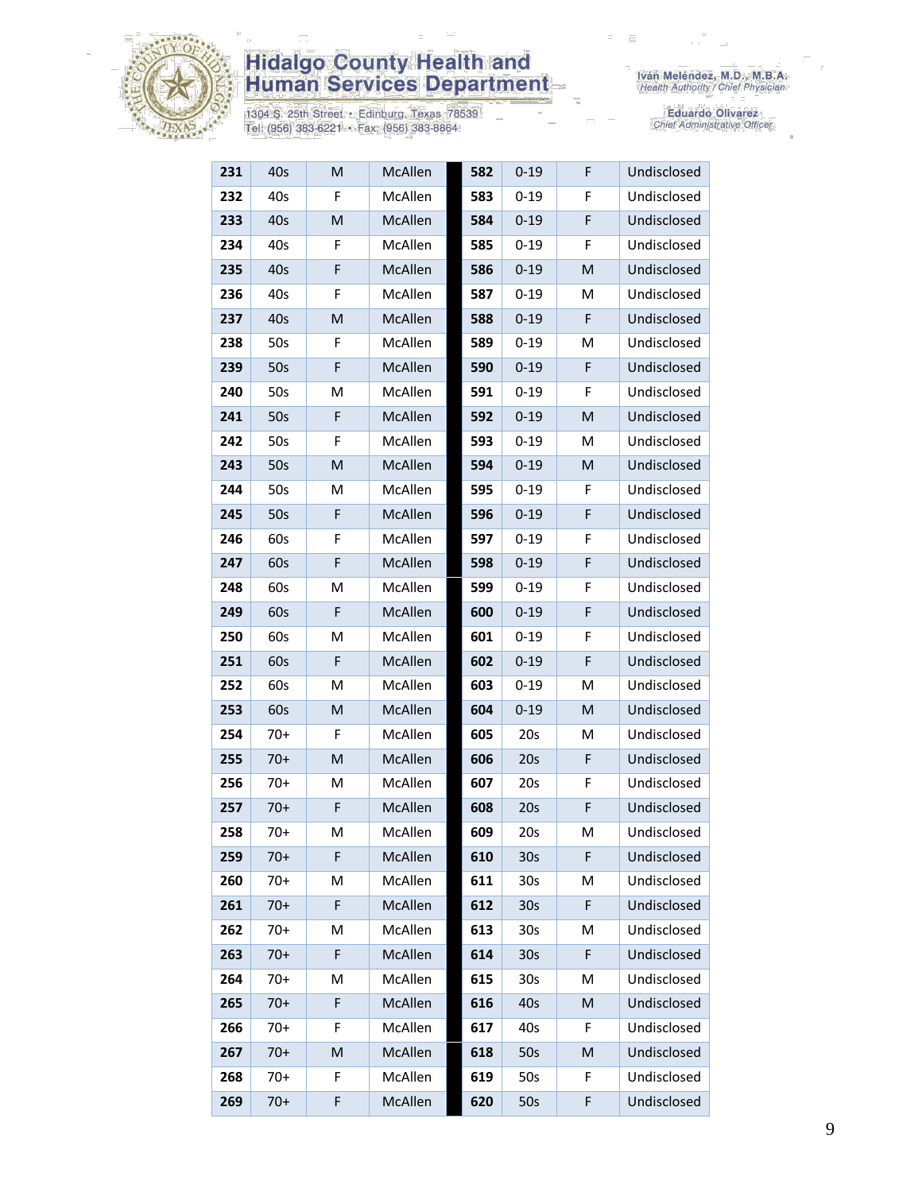| 231 | 40s | M | McAllen | 582 | 0-19 | F | Undisclosed |
|---|---|---|---|---|---|---|---|
| 232 | 40s | F | McAllen | 583 | 0-19 | F | Undisclosed |
| 233 | 40s | M | McAllen | 584 | 0-19 | F | Undisclosed |
| 234 | 40s | F | McAllen | 585 | 0-19 | F | Undisclosed |
| 235 | 40s | F | McAllen | 586 | 0-19 | M | Undisclosed |
| 236 | 40s | F | McAllen | 587 | 0-19 | M | Undisclosed |
| 237 | 40s | M | McAllen | 588 | 0-19 | F | Undisclosed |
| 238 | 50s | F | McAllen | 589 | 0-19 | M | Undisclosed |
| 239 | 50s | F | McAllen | 590 | 0-19 | F | Undisclosed |
| 240 | 50s | M | McAllen | 591 | 0-19 | F | Undisclosed |
| 241 | 50s | F | McAllen | 592 | 0-19 | M | Undisclosed |
| 242 | 50s | F | McAllen | 593 | 0-19 | M | Undisclosed |
| 243 | 50s | M | McAllen | 594 | 0-19 | M | Undisclosed |
| 244 | 50s | M | McAllen | 595 | 0-19 | F | Undisclosed |
| 245 | 50s | F | McAllen | 596 | 0-19 | F | Undisclosed |
| 246 | 60s | F | McAllen | 597 | 0-19 | F | Undisclosed |
| 247 | 60s | F | McAllen | 598 | 0-19 | F | Undisclosed |
| 248 | 60s | M | McAllen | 599 | 0-19 | F | Undisclosed |
| 249 | 60s | F | McAllen | 600 | 0-19 | F | Undisclosed |
| 250 | 60s | M | McAllen | 601 | 0-19 | F | Undisclosed |
| 251 | 60s | F | McAllen | 602 | 0-19 | F | Undisclosed |
| 252 | 60s | M | McAllen | 603 | 0-19 | M | Undisclosed |
| 253 | 60s | M | McAllen | 604 | 0-19 | M | Undisclosed |
| 254 | 70+ | F | McAllen | 605 | 20s | M | Undisclosed |
| 255 | 70+ | M | McAllen | 606 | 20s | F | Undisclosed |
| 256 | 70+ | M | McAllen | 607 | 20s | F | Undisclosed |
| 257 | 70+ | F | McAllen | 608 | 20s | F | Undisclosed |
| 258 | 70+ | M | McAllen | 609 | 20s | M | Undisclosed |
| 259 | 70+ | F | McAllen | 610 | 30s | F | Undisclosed |
| 260 | 70+ | M | McAllen | 611 | 30s | M | Undisclosed |
| 261 | 70+ | F | McAllen | 612 | 30s | F | Undisclosed |
| 262 | 70+ | M | McAllen | 613 | 30s | M | Undisclosed |
| 263 | 70+ | F | McAllen | 614 | 30s | F | Undisclosed |
| 264 | 70+ | M | McAllen | 615 | 30s | M | Undisclosed |
| 265 | 70+ | F | McAllen | 616 | 40s | M | Undisclosed |
| 266 | 70+ | F | McAllen | 617 | 40s | F | Undisclosed |
| 267 | 70+ | M | McAllen | 618 | 50s | M | Undisclosed |
| 268 | 70+ | F | McAllen | 619 | 50s | F | Undisclosed |
| 269 | 70+ | F | McAllen | 620 | 50s | F | Undisclosed |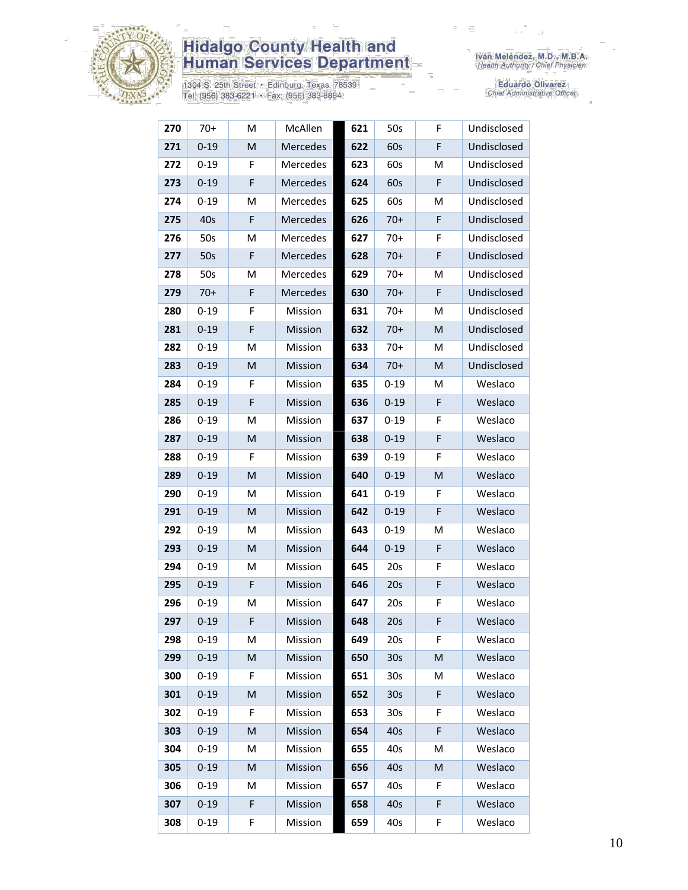| 270 | 70+ | M | McAllen | 621 | 50s | F | Undisclosed |
|---|---|---|---|---|---|---|---|
| 271 | 0-19 | M | Mercedes | 622 | 60s | F | Undisclosed |
| 272 | 0-19 | F | Mercedes | 623 | 60s | M | Undisclosed |
| 273 | 0-19 | F | Mercedes | 624 | 60s | F | Undisclosed |
| 274 | 0-19 | M | Mercedes | 625 | 60s | M | Undisclosed |
| 275 | 40s | F | Mercedes | 626 | 70+ | F | Undisclosed |
| 276 | 50s | M | Mercedes | 627 | 70+ | F | Undisclosed |
| 277 | 50s | F | Mercedes | 628 | 70+ | F | Undisclosed |
| 278 | 50s | M | Mercedes | 629 | 70+ | M | Undisclosed |
| 279 | 70+ | F | Mercedes | 630 | 70+ | F | Undisclosed |
| 280 | 0-19 | F | Mission | 631 | 70+ | M | Undisclosed |
| 281 | 0-19 | F | Mission | 632 | 70+ | M | Undisclosed |
| 282 | 0-19 | M | Mission | 633 | 70+ | M | Undisclosed |
| 283 | 0-19 | M | Mission | 634 | 70+ | M | Undisclosed |
| 284 | 0-19 | F | Mission | 635 | 0-19 | M | Weslaco |
| 285 | 0-19 | F | Mission | 636 | 0-19 | F | Weslaco |
| 286 | 0-19 | M | Mission | 637 | 0-19 | F | Weslaco |
| 287 | 0-19 | M | Mission | 638 | 0-19 | F | Weslaco |
| 288 | 0-19 | F | Mission | 639 | 0-19 | F | Weslaco |
| 289 | 0-19 | M | Mission | 640 | 0-19 | M | Weslaco |
| 290 | 0-19 | M | Mission | 641 | 0-19 | F | Weslaco |
| 291 | 0-19 | M | Mission | 642 | 0-19 | F | Weslaco |
| 292 | 0-19 | M | Mission | 643 | 0-19 | M | Weslaco |
| 293 | 0-19 | M | Mission | 644 | 0-19 | F | Weslaco |
| 294 | 0-19 | M | Mission | 645 | 20s | F | Weslaco |
| 295 | 0-19 | F | Mission | 646 | 20s | F | Weslaco |
| 296 | 0-19 | M | Mission | 647 | 20s | F | Weslaco |
| 297 | 0-19 | F | Mission | 648 | 20s | F | Weslaco |
| 298 | 0-19 | M | Mission | 649 | 20s | F | Weslaco |
| 299 | 0-19 | M | Mission | 650 | 30s | M | Weslaco |
| 300 | 0-19 | F | Mission | 651 | 30s | M | Weslaco |
| 301 | 0-19 | M | Mission | 652 | 30s | F | Weslaco |
| 302 | 0-19 | F | Mission | 653 | 30s | F | Weslaco |
| 303 | 0-19 | M | Mission | 654 | 40s | F | Weslaco |
| 304 | 0-19 | M | Mission | 655 | 40s | M | Weslaco |
| 305 | 0-19 | M | Mission | 656 | 40s | M | Weslaco |
| 306 | 0-19 | M | Mission | 657 | 40s | F | Weslaco |
| 307 | 0-19 | F | Mission | 658 | 40s | F | Weslaco |
| 308 | 0-19 | F | Mission | 659 | 40s | F | Weslaco |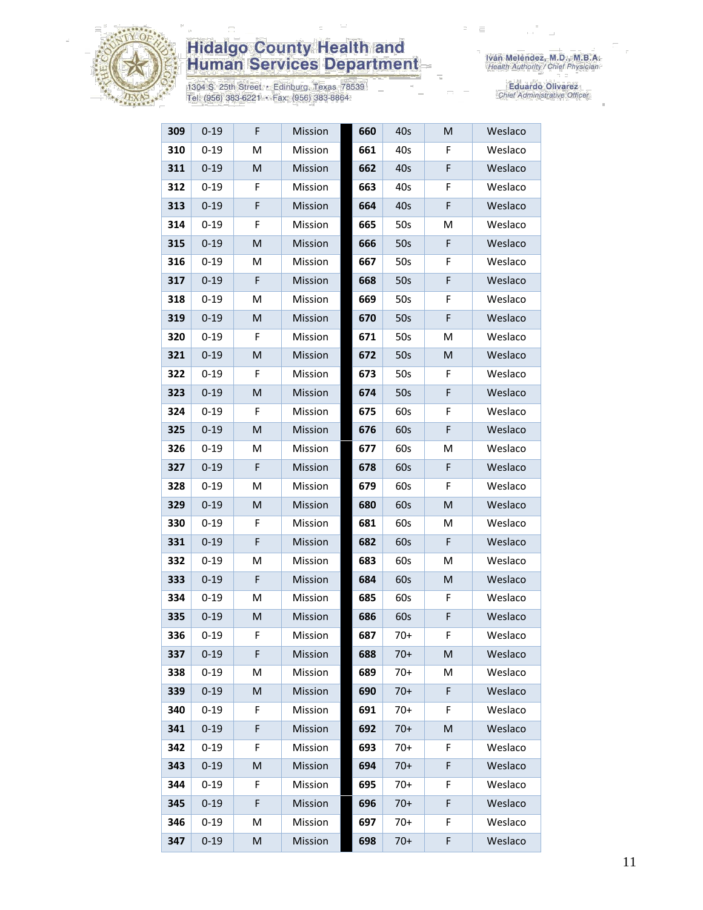| 309 | 0-19 | F | Mission | 660 | 40s | M | Weslaco |
|---|---|---|---|---|---|---|---|
| 310 | 0-19 | M | Mission | 661 | 40s | F | Weslaco |
| 311 | 0-19 | M | Mission | 662 | 40s | F | Weslaco |
| 312 | 0-19 | F | Mission | 663 | 40s | F | Weslaco |
| 313 | 0-19 | F | Mission | 664 | 40s | F | Weslaco |
| 314 | 0-19 | F | Mission | 665 | 50s | M | Weslaco |
| 315 | 0-19 | M | Mission | 666 | 50s | F | Weslaco |
| 316 | 0-19 | M | Mission | 667 | 50s | F | Weslaco |
| 317 | 0-19 | F | Mission | 668 | 50s | F | Weslaco |
| 318 | 0-19 | M | Mission | 669 | 50s | F | Weslaco |
| 319 | 0-19 | M | Mission | 670 | 50s | F | Weslaco |
| 320 | 0-19 | F | Mission | 671 | 50s | M | Weslaco |
| 321 | 0-19 | M | Mission | 672 | 50s | M | Weslaco |
| 322 | 0-19 | F | Mission | 673 | 50s | F | Weslaco |
| 323 | 0-19 | M | Mission | 674 | 50s | F | Weslaco |
| 324 | 0-19 | F | Mission | 675 | 60s | F | Weslaco |
| 325 | 0-19 | M | Mission | 676 | 60s | F | Weslaco |
| 326 | 0-19 | M | Mission | 677 | 60s | M | Weslaco |
| 327 | 0-19 | F | Mission | 678 | 60s | F | Weslaco |
| 328 | 0-19 | M | Mission | 679 | 60s | F | Weslaco |
| 329 | 0-19 | M | Mission | 680 | 60s | M | Weslaco |
| 330 | 0-19 | F | Mission | 681 | 60s | M | Weslaco |
| 331 | 0-19 | F | Mission | 682 | 60s | F | Weslaco |
| 332 | 0-19 | M | Mission | 683 | 60s | M | Weslaco |
| 333 | 0-19 | F | Mission | 684 | 60s | M | Weslaco |
| 334 | 0-19 | M | Mission | 685 | 60s | F | Weslaco |
| 335 | 0-19 | M | Mission | 686 | 60s | F | Weslaco |
| 336 | 0-19 | F | Mission | 687 | 70+ | F | Weslaco |
| 337 | 0-19 | F | Mission | 688 | 70+ | M | Weslaco |
| 338 | 0-19 | M | Mission | 689 | 70+ | M | Weslaco |
| 339 | 0-19 | M | Mission | 690 | 70+ | F | Weslaco |
| 340 | 0-19 | F | Mission | 691 | 70+ | F | Weslaco |
| 341 | 0-19 | F | Mission | 692 | 70+ | M | Weslaco |
| 342 | 0-19 | F | Mission | 693 | 70+ | F | Weslaco |
| 343 | 0-19 | M | Mission | 694 | 70+ | F | Weslaco |
| 344 | 0-19 | F | Mission | 695 | 70+ | F | Weslaco |
| 345 | 0-19 | F | Mission | 696 | 70+ | F | Weslaco |
| 346 | 0-19 | M | Mission | 697 | 70+ | F | Weslaco |
| 347 | 0-19 | M | Mission | 698 | 70+ | F | Weslaco |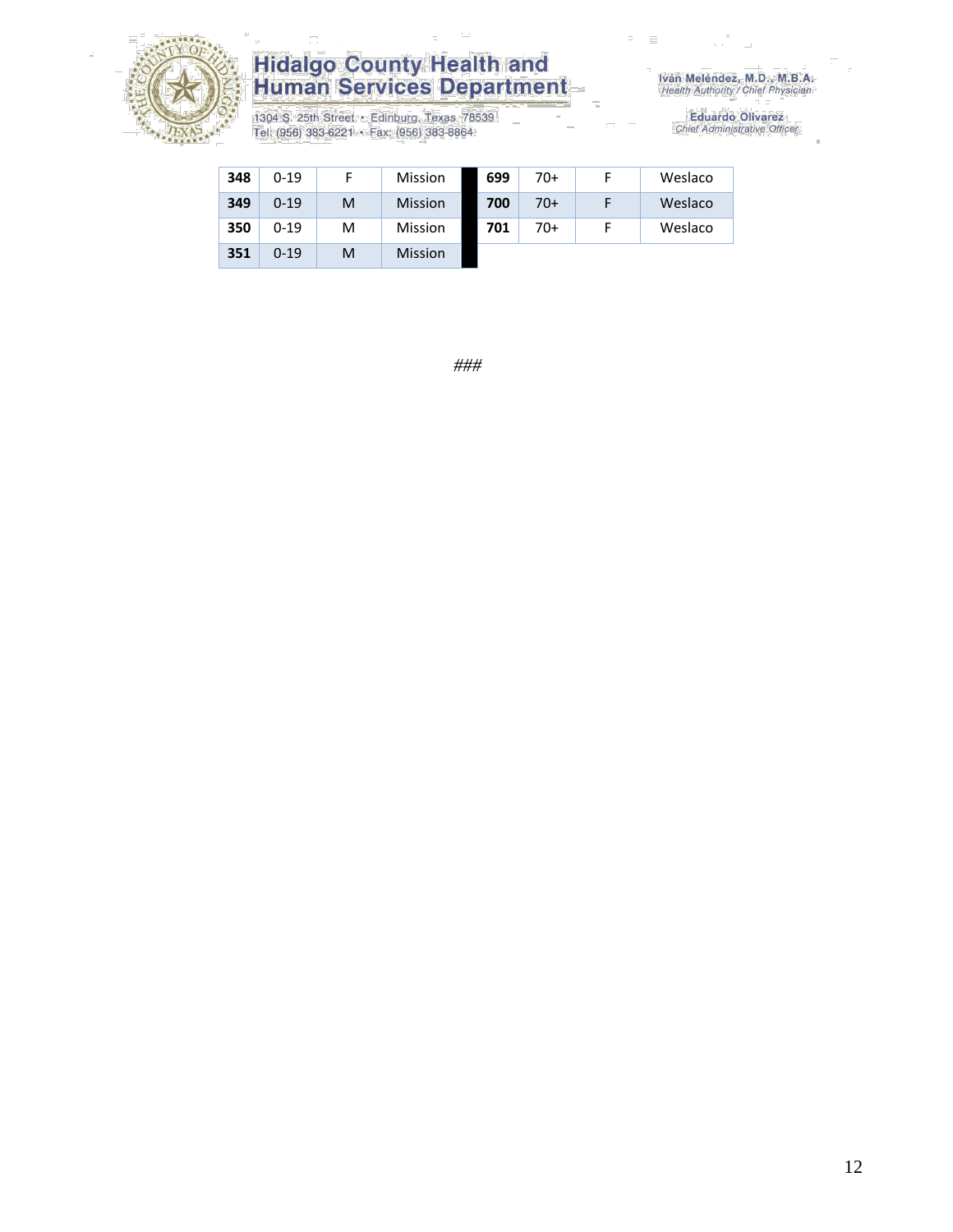| | | | | | | | | |
|---|---|---|---|---|---|---|---|---|
| **348** | 0-19 | F | Mission | | **699** | 70+ | F | Weslaco |
| **349** | 0-19 | M | Mission | | **700** | 70+ | F | Weslaco |
| **350** | 0-19 | M | Mission | | **701** | 70+ | F | Weslaco |
| **351** | 0-19 | M | Mission | | | | | |

###